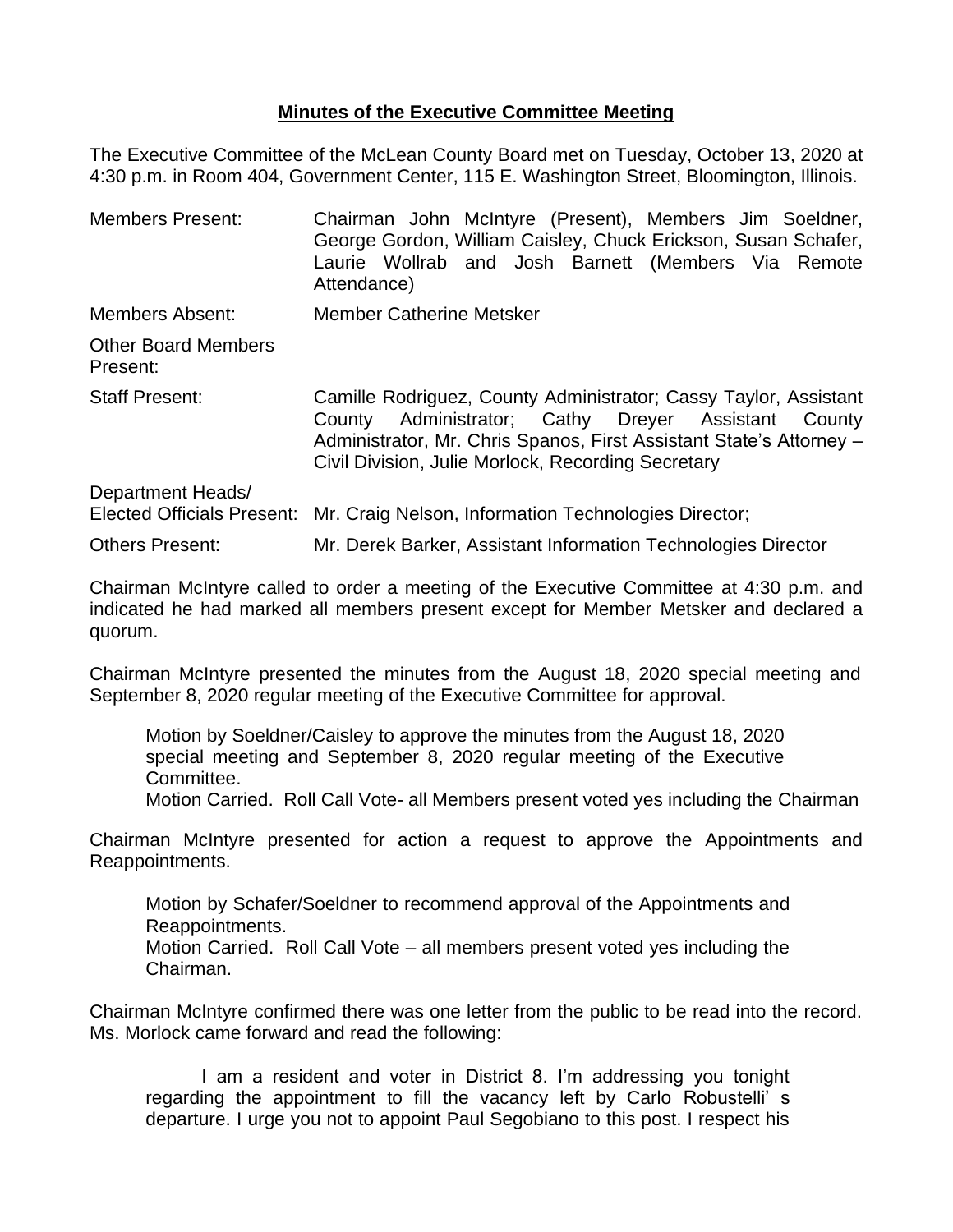# Minutes of the Executive Committee Meeting

The Executive Committee of the McLean County Board met on Tuesday, October 13, 2020 at 4:30 p.m. in Room 404, Government Center, 115 E. Washington Street, Bloomington, Illinois.

| | |
|---|---|
| Members Present: | Chairman John McIntyre (Present), Members Jim Soeldner, George Gordon, William Caisley, Chuck Erickson, Susan Schafer, Laurie Wollrab and Josh Barnett (Members Via Remote Attendance) |
| Members Absent: | Member Catherine Metsker |
| Other Board Members Present: | |
| Staff Present: | Camille Rodriguez, County Administrator; Cassy Taylor, Assistant County Administrator; Cathy Dreyer Assistant County Administrator, Mr. Chris Spanos, First Assistant State's Attorney – Civil Division, Julie Morlock, Recording Secretary |
| Department Heads/ Elected Officials Present: | Mr. Craig Nelson, Information Technologies Director; |
| Others Present: | Mr. Derek Barker, Assistant Information Technologies Director |

Chairman McIntyre called to order a meeting of the Executive Committee at 4:30 p.m. and indicated he had marked all members present except for Member Metsker and declared a quorum.

Chairman McIntyre presented the minutes from the August 18, 2020 special meeting and September 8, 2020 regular meeting of the Executive Committee for approval.

> Motion by Soeldner/Caisley to approve the minutes from the August 18, 2020 special meeting and September 8, 2020 regular meeting of the Executive Committee.
> Motion Carried. Roll Call Vote- all Members present voted yes including the Chairman

Chairman McIntyre presented for action a request to approve the Appointments and Reappointments.

> Motion by Schafer/Soeldner to recommend approval of the Appointments and Reappointments.
> Motion Carried. Roll Call Vote – all members present voted yes including the Chairman.

Chairman McIntyre confirmed there was one letter from the public to be read into the record. Ms. Morlock came forward and read the following:

> I am a resident and voter in District 8. I'm addressing you tonight regarding the appointment to fill the vacancy left by Carlo Robustelli' s departure. I urge you not to appoint Paul Segobiano to this post. I respect his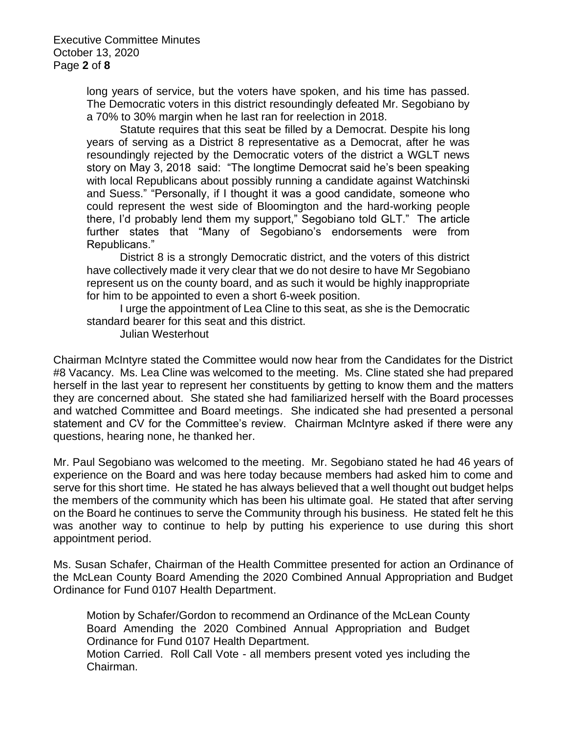long years of service, but the voters have spoken, and his time has passed. The Democratic voters in this district resoundingly defeated Mr. Segobiano by a 70% to 30% margin when he last ran for reelection in 2018.

Statute requires that this seat be filled by a Democrat. Despite his long years of serving as a District 8 representative as a Democrat, after he was resoundingly rejected by the Democratic voters of the district a WGLT news story on May 3, 2018 said: "The longtime Democrat said he's been speaking with local Republicans about possibly running a candidate against Watchinski and Suess." "Personally, if I thought it was a good candidate, someone who could represent the west side of Bloomington and the hard-working people there, I'd probably lend them my support," Segobiano told GLT." The article further states that "Many of Segobiano's endorsements were from Republicans."

District 8 is a strongly Democratic district, and the voters of this district have collectively made it very clear that we do not desire to have Mr Segobiano represent us on the county board, and as such it would be highly inappropriate for him to be appointed to even a short 6-week position.

I urge the appointment of Lea Cline to this seat, as she is the Democratic standard bearer for this seat and this district.

Julian Westerhout

Chairman McIntyre stated the Committee would now hear from the Candidates for the District #8 Vacancy. Ms. Lea Cline was welcomed to the meeting. Ms. Cline stated she had prepared herself in the last year to represent her constituents by getting to know them and the matters they are concerned about. She stated she had familiarized herself with the Board processes and watched Committee and Board meetings. She indicated she had presented a personal statement and CV for the Committee's review. Chairman McIntyre asked if there were any questions, hearing none, he thanked her.

Mr. Paul Segobiano was welcomed to the meeting. Mr. Segobiano stated he had 46 years of experience on the Board and was here today because members had asked him to come and serve for this short time. He stated he has always believed that a well thought out budget helps the members of the community which has been his ultimate goal. He stated that after serving on the Board he continues to serve the Community through his business. He stated felt he this was another way to continue to help by putting his experience to use during this short appointment period.

Ms. Susan Schafer, Chairman of the Health Committee presented for action an Ordinance of the McLean County Board Amending the 2020 Combined Annual Appropriation and Budget Ordinance for Fund 0107 Health Department.

Motion by Schafer/Gordon to recommend an Ordinance of the McLean County Board Amending the 2020 Combined Annual Appropriation and Budget Ordinance for Fund 0107 Health Department.
Motion Carried. Roll Call Vote - all members present voted yes including the Chairman.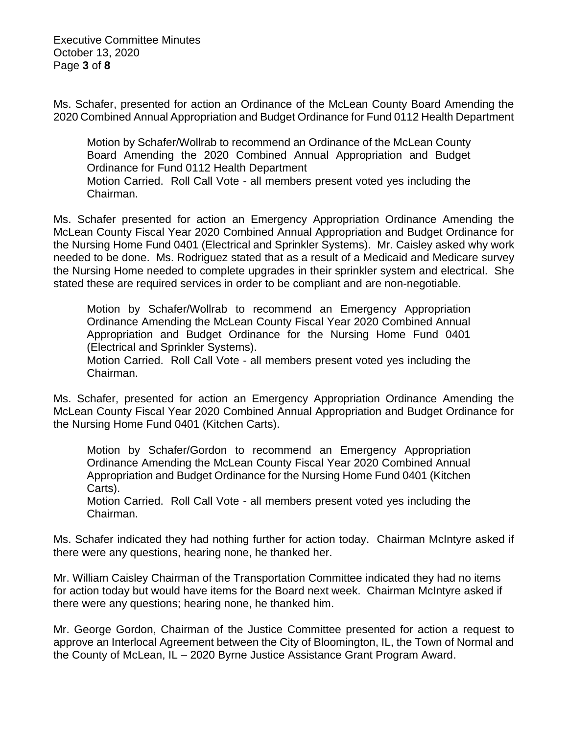Ms. Schafer, presented for action an Ordinance of the McLean County Board Amending the 2020 Combined Annual Appropriation and Budget Ordinance for Fund 0112 Health Department

> Motion by Schafer/Wollrab to recommend an Ordinance of the McLean County Board Amending the 2020 Combined Annual Appropriation and Budget Ordinance for Fund 0112 Health Department
> Motion Carried. Roll Call Vote - all members present voted yes including the Chairman.

Ms. Schafer presented for action an Emergency Appropriation Ordinance Amending the McLean County Fiscal Year 2020 Combined Annual Appropriation and Budget Ordinance for the Nursing Home Fund 0401 (Electrical and Sprinkler Systems). Mr. Caisley asked why work needed to be done. Ms. Rodriguez stated that as a result of a Medicaid and Medicare survey the Nursing Home needed to complete upgrades in their sprinkler system and electrical. She stated these are required services in order to be compliant and are non-negotiable.

> Motion by Schafer/Wollrab to recommend an Emergency Appropriation Ordinance Amending the McLean County Fiscal Year 2020 Combined Annual Appropriation and Budget Ordinance for the Nursing Home Fund 0401 (Electrical and Sprinkler Systems).
> Motion Carried. Roll Call Vote - all members present voted yes including the Chairman.

Ms. Schafer, presented for action an Emergency Appropriation Ordinance Amending the McLean County Fiscal Year 2020 Combined Annual Appropriation and Budget Ordinance for the Nursing Home Fund 0401 (Kitchen Carts).

> Motion by Schafer/Gordon to recommend an Emergency Appropriation Ordinance Amending the McLean County Fiscal Year 2020 Combined Annual Appropriation and Budget Ordinance for the Nursing Home Fund 0401 (Kitchen Carts).
> Motion Carried. Roll Call Vote - all members present voted yes including the Chairman.

Ms. Schafer indicated they had nothing further for action today. Chairman McIntyre asked if there were any questions, hearing none, he thanked her.

Mr. William Caisley Chairman of the Transportation Committee indicated they had no items for action today but would have items for the Board next week. Chairman McIntyre asked if there were any questions; hearing none, he thanked him.

Mr. George Gordon, Chairman of the Justice Committee presented for action a request to approve an Interlocal Agreement between the City of Bloomington, IL, the Town of Normal and the County of McLean, IL – 2020 Byrne Justice Assistance Grant Program Award.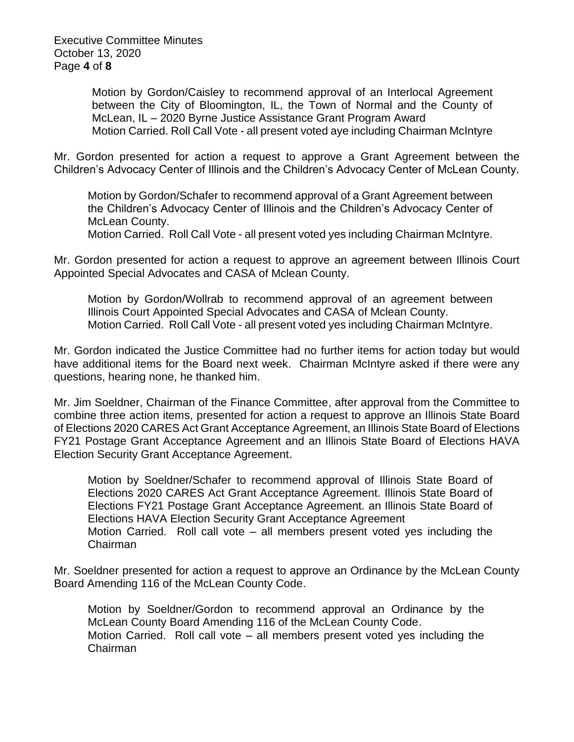Motion by Gordon/Caisley to recommend approval of an Interlocal Agreement between the City of Bloomington, IL, the Town of Normal and the County of McLean, IL – 2020 Byrne Justice Assistance Grant Program Award
Motion Carried. Roll Call Vote - all present voted aye including Chairman McIntyre

Mr. Gordon presented for action a request to approve a Grant Agreement between the Children's Advocacy Center of Illinois and the Children's Advocacy Center of McLean County.

Motion by Gordon/Schafer to recommend approval of a Grant Agreement between the Children's Advocacy Center of Illinois and the Children's Advocacy Center of McLean County.
Motion Carried. Roll Call Vote - all present voted yes including Chairman McIntyre.

Mr. Gordon presented for action a request to approve an agreement between Illinois Court Appointed Special Advocates and CASA of Mclean County.

Motion by Gordon/Wollrab to recommend approval of an agreement between Illinois Court Appointed Special Advocates and CASA of Mclean County.
Motion Carried. Roll Call Vote - all present voted yes including Chairman McIntyre.

Mr. Gordon indicated the Justice Committee had no further items for action today but would have additional items for the Board next week. Chairman McIntyre asked if there were any questions, hearing none, he thanked him.

Mr. Jim Soeldner, Chairman of the Finance Committee, after approval from the Committee to combine three action items, presented for action a request to approve an Illinois State Board of Elections 2020 CARES Act Grant Acceptance Agreement, an Illinois State Board of Elections FY21 Postage Grant Acceptance Agreement and an Illinois State Board of Elections HAVA Election Security Grant Acceptance Agreement.

Motion by Soeldner/Schafer to recommend approval of Illinois State Board of Elections 2020 CARES Act Grant Acceptance Agreement. Illinois State Board of Elections FY21 Postage Grant Acceptance Agreement. an Illinois State Board of Elections HAVA Election Security Grant Acceptance Agreement
Motion Carried. Roll call vote – all members present voted yes including the Chairman

Mr. Soeldner presented for action a request to approve an Ordinance by the McLean County Board Amending 116 of the McLean County Code.

Motion by Soeldner/Gordon to recommend approval an Ordinance by the McLean County Board Amending 116 of the McLean County Code.
Motion Carried. Roll call vote – all members present voted yes including the Chairman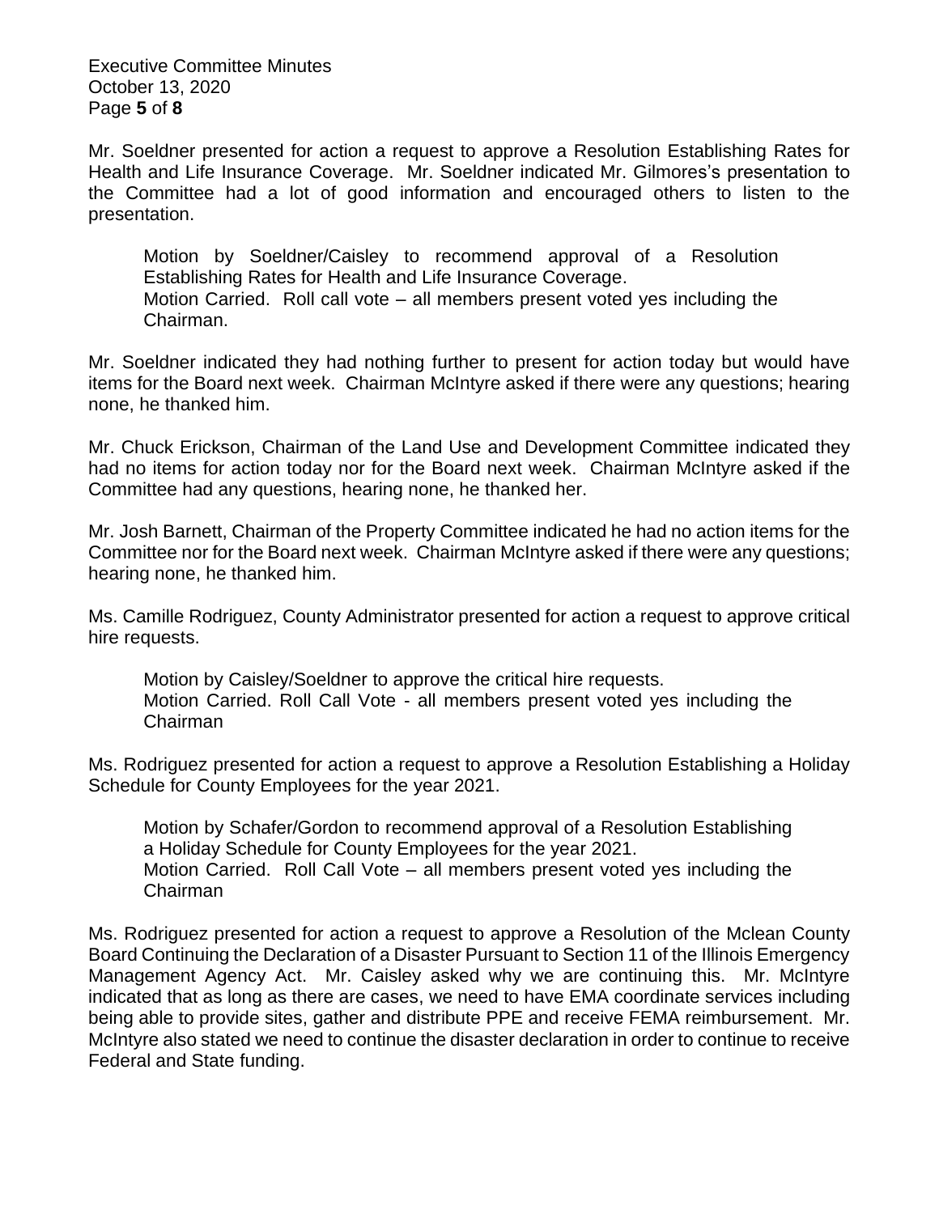Mr. Soeldner presented for action a request to approve a Resolution Establishing Rates for Health and Life Insurance Coverage. Mr. Soeldner indicated Mr. Gilmores's presentation to the Committee had a lot of good information and encouraged others to listen to the presentation.

> Motion by Soeldner/Caisley to recommend approval of a Resolution Establishing Rates for Health and Life Insurance Coverage.
> Motion Carried. Roll call vote – all members present voted yes including the Chairman.

Mr. Soeldner indicated they had nothing further to present for action today but would have items for the Board next week. Chairman McIntyre asked if there were any questions; hearing none, he thanked him.

Mr. Chuck Erickson, Chairman of the Land Use and Development Committee indicated they had no items for action today nor for the Board next week. Chairman McIntyre asked if the Committee had any questions, hearing none, he thanked her.

Mr. Josh Barnett, Chairman of the Property Committee indicated he had no action items for the Committee nor for the Board next week. Chairman McIntyre asked if there were any questions; hearing none, he thanked him.

Ms. Camille Rodriguez, County Administrator presented for action a request to approve critical hire requests.

> Motion by Caisley/Soeldner to approve the critical hire requests.
> Motion Carried. Roll Call Vote - all members present voted yes including the Chairman

Ms. Rodriguez presented for action a request to approve a Resolution Establishing a Holiday Schedule for County Employees for the year 2021.

> Motion by Schafer/Gordon to recommend approval of a Resolution Establishing a Holiday Schedule for County Employees for the year 2021.
> Motion Carried. Roll Call Vote – all members present voted yes including the Chairman

Ms. Rodriguez presented for action a request to approve a Resolution of the Mclean County Board Continuing the Declaration of a Disaster Pursuant to Section 11 of the Illinois Emergency Management Agency Act. Mr. Caisley asked why we are continuing this. Mr. McIntyre indicated that as long as there are cases, we need to have EMA coordinate services including being able to provide sites, gather and distribute PPE and receive FEMA reimbursement. Mr. McIntyre also stated we need to continue the disaster declaration in order to continue to receive Federal and State funding.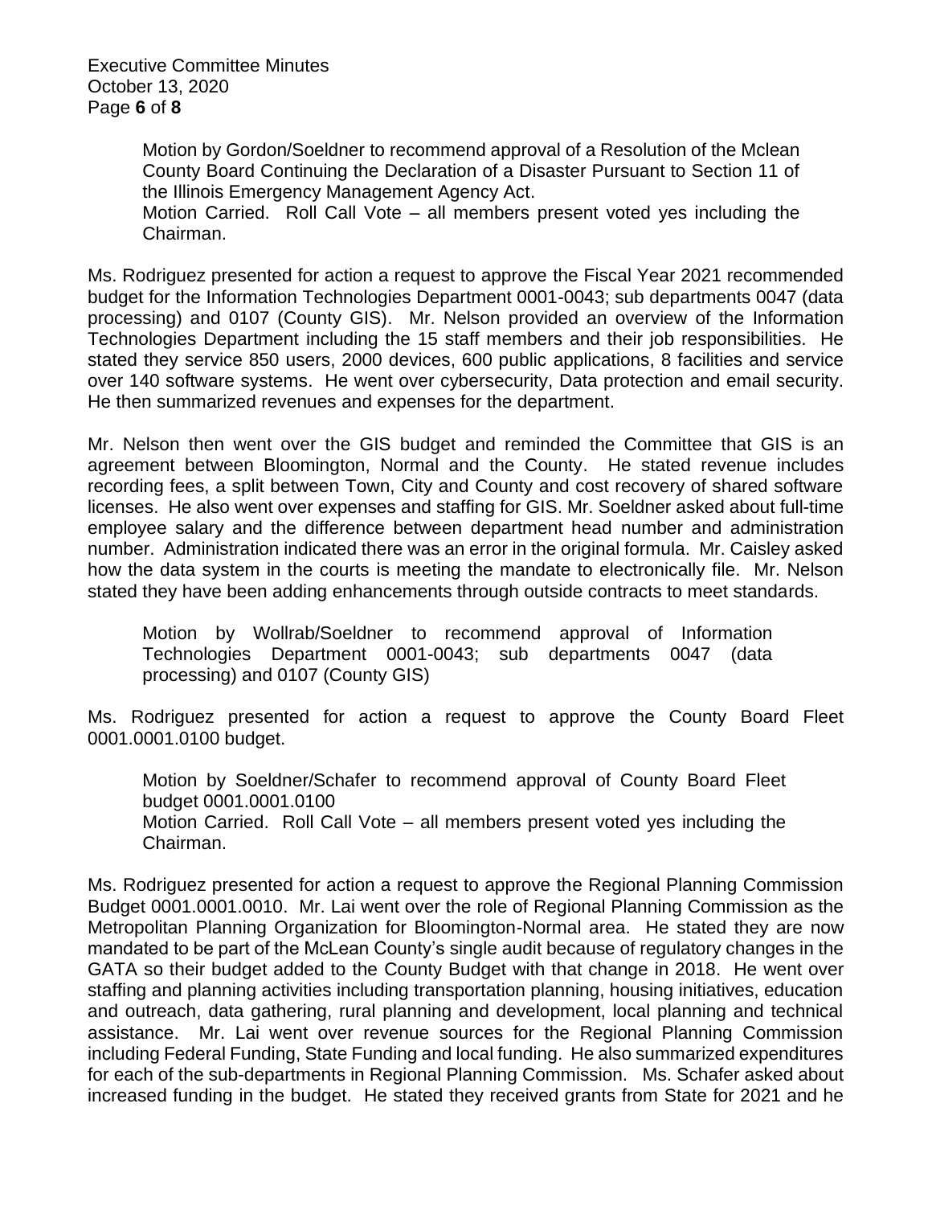Motion by Gordon/Soeldner to recommend approval of a Resolution of the Mclean County Board Continuing the Declaration of a Disaster Pursuant to Section 11 of the Illinois Emergency Management Agency Act.
Motion Carried. Roll Call Vote – all members present voted yes including the Chairman.

Ms. Rodriguez presented for action a request to approve the Fiscal Year 2021 recommended budget for the Information Technologies Department 0001-0043; sub departments 0047 (data processing) and 0107 (County GIS). Mr. Nelson provided an overview of the Information Technologies Department including the 15 staff members and their job responsibilities. He stated they service 850 users, 2000 devices, 600 public applications, 8 facilities and service over 140 software systems. He went over cybersecurity, Data protection and email security. He then summarized revenues and expenses for the department.

Mr. Nelson then went over the GIS budget and reminded the Committee that GIS is an agreement between Bloomington, Normal and the County. He stated revenue includes recording fees, a split between Town, City and County and cost recovery of shared software licenses. He also went over expenses and staffing for GIS. Mr. Soeldner asked about full-time employee salary and the difference between department head number and administration number. Administration indicated there was an error in the original formula. Mr. Caisley asked how the data system in the courts is meeting the mandate to electronically file. Mr. Nelson stated they have been adding enhancements through outside contracts to meet standards.

Motion by Wollrab/Soeldner to recommend approval of Information Technologies Department 0001-0043; sub departments 0047 (data processing) and 0107 (County GIS)

Ms. Rodriguez presented for action a request to approve the County Board Fleet 0001.0001.0100 budget.

Motion by Soeldner/Schafer to recommend approval of County Board Fleet budget 0001.0001.0100
Motion Carried. Roll Call Vote – all members present voted yes including the Chairman.

Ms. Rodriguez presented for action a request to approve the Regional Planning Commission Budget 0001.0001.0010. Mr. Lai went over the role of Regional Planning Commission as the Metropolitan Planning Organization for Bloomington-Normal area. He stated they are now mandated to be part of the McLean County's single audit because of regulatory changes in the GATA so their budget added to the County Budget with that change in 2018. He went over staffing and planning activities including transportation planning, housing initiatives, education and outreach, data gathering, rural planning and development, local planning and technical assistance. Mr. Lai went over revenue sources for the Regional Planning Commission including Federal Funding, State Funding and local funding. He also summarized expenditures for each of the sub-departments in Regional Planning Commission. Ms. Schafer asked about increased funding in the budget. He stated they received grants from State for 2021 and he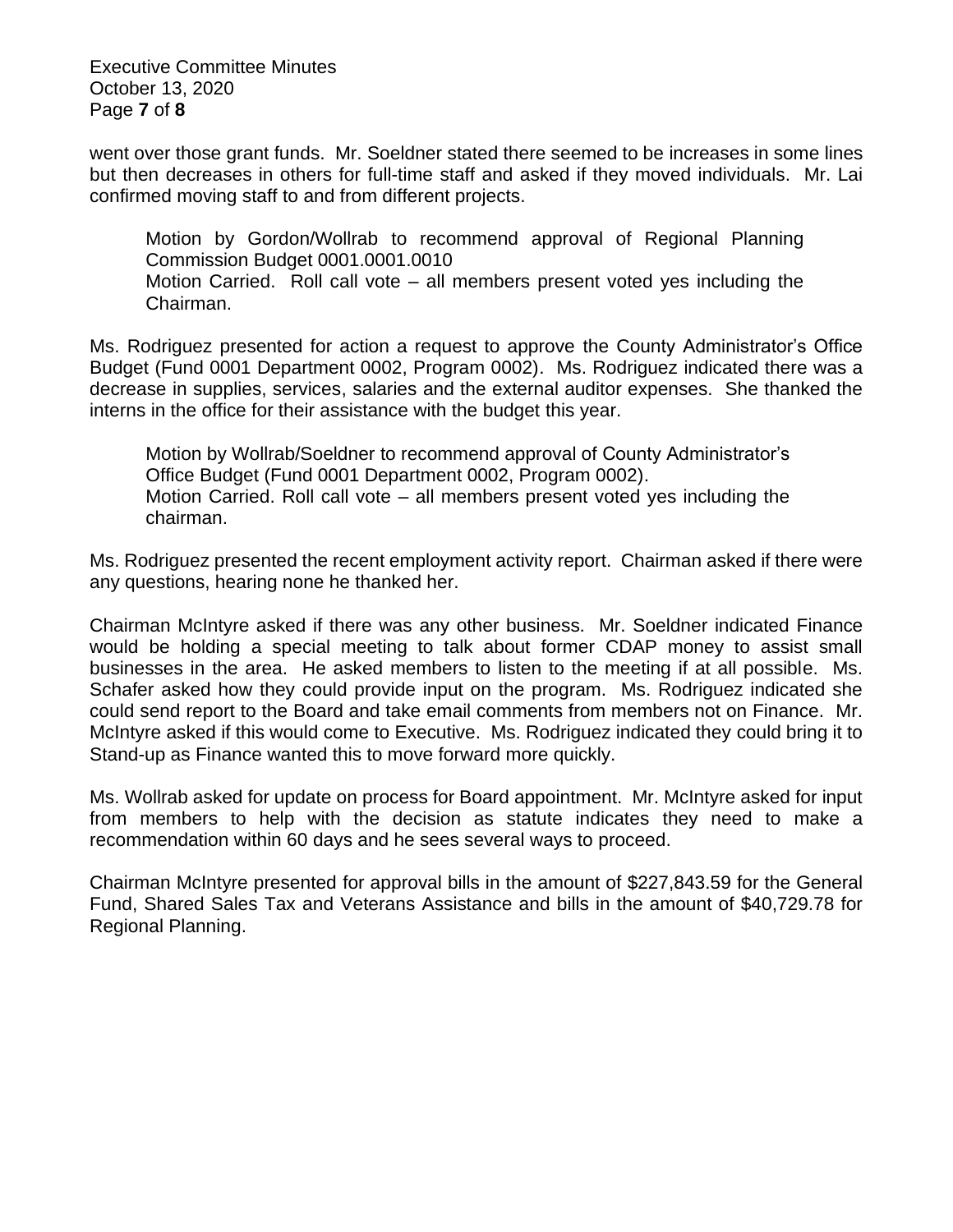went over those grant funds. Mr. Soeldner stated there seemed to be increases in some lines but then decreases in others for full-time staff and asked if they moved individuals. Mr. Lai confirmed moving staff to and from different projects.

> Motion by Gordon/Wollrab to recommend approval of Regional Planning Commission Budget 0001.0001.0010
> Motion Carried. Roll call vote – all members present voted yes including the Chairman.

Ms. Rodriguez presented for action a request to approve the County Administrator's Office Budget (Fund 0001 Department 0002, Program 0002). Ms. Rodriguez indicated there was a decrease in supplies, services, salaries and the external auditor expenses. She thanked the interns in the office for their assistance with the budget this year.

> Motion by Wollrab/Soeldner to recommend approval of County Administrator's Office Budget (Fund 0001 Department 0002, Program 0002).
> Motion Carried. Roll call vote – all members present voted yes including the chairman.

Ms. Rodriguez presented the recent employment activity report. Chairman asked if there were any questions, hearing none he thanked her.

Chairman McIntyre asked if there was any other business. Mr. Soeldner indicated Finance would be holding a special meeting to talk about former CDAP money to assist small businesses in the area. He asked members to listen to the meeting if at all possible. Ms. Schafer asked how they could provide input on the program. Ms. Rodriguez indicated she could send report to the Board and take email comments from members not on Finance. Mr. McIntyre asked if this would come to Executive. Ms. Rodriguez indicated they could bring it to Stand-up as Finance wanted this to move forward more quickly.

Ms. Wollrab asked for update on process for Board appointment. Mr. McIntyre asked for input from members to help with the decision as statute indicates they need to make a recommendation within 60 days and he sees several ways to proceed.

Chairman McIntyre presented for approval bills in the amount of $227,843.59 for the General Fund, Shared Sales Tax and Veterans Assistance and bills in the amount of $40,729.78 for Regional Planning.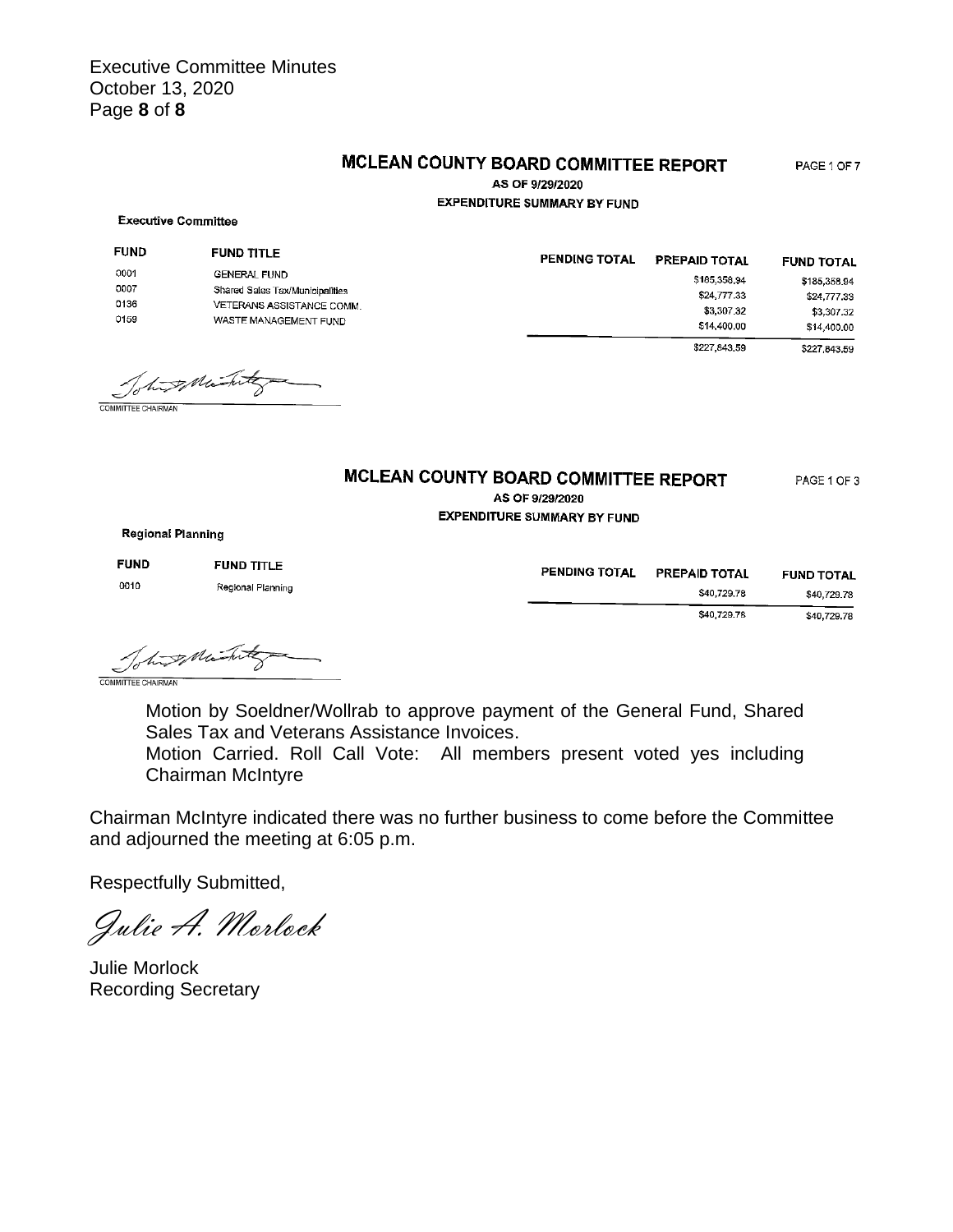**MCLEAN COUNTY BOARD COMMITTEE REPORT**

PAGE 1 OF 7

AS OF 9/29/2020

EXPENDITURE SUMMARY BY FUND

**Executive Committee**

| FUND | FUND TITLE | PENDING TOTAL | PREPAID TOTAL | FUND TOTAL |
|---|---|---|---|---|
| 0001 | GENERAL FUND | | $185,358.94 | $185,358.94 |
| 0007 | Shared Sales Tax/Municipalities | | $24,777.33 | $24,777.33 |
| 0136 | VETERANS ASSISTANCE COMM. | | $3,307.32 | $3,307.32 |
| 0159 | WASTE MANAGEMENT FUND | | $14,400.00 | $14,400.00 |
| | | | $227,843.59 | $227,843.59 |

COMMITTEE CHAIRMAN

**MCLEAN COUNTY BOARD COMMITTEE REPORT**

PAGE 1 OF 3

AS OF 9/29/2020

EXPENDITURE SUMMARY BY FUND

**Regional Planning**

| FUND | FUND TITLE | PENDING TOTAL | PREPAID TOTAL | FUND TOTAL |
|---|---|---|---|---|
| 0010 | Regional Planning | | $40,729.78 | $40,729.78 |
| | | | $40,729.78 | $40,729.78 |

COMMITTEE CHAIRMAN

Motion by Soeldner/Wollrab to approve payment of the General Fund, Shared Sales Tax and Veterans Assistance Invoices.
Motion Carried. Roll Call Vote: All members present voted yes including Chairman McIntyre

Chairman McIntyre indicated there was no further business to come before the Committee and adjourned the meeting at 6:05 p.m.

Respectfully Submitted,

*Julie A. Morlock*

Julie Morlock
Recording Secretary